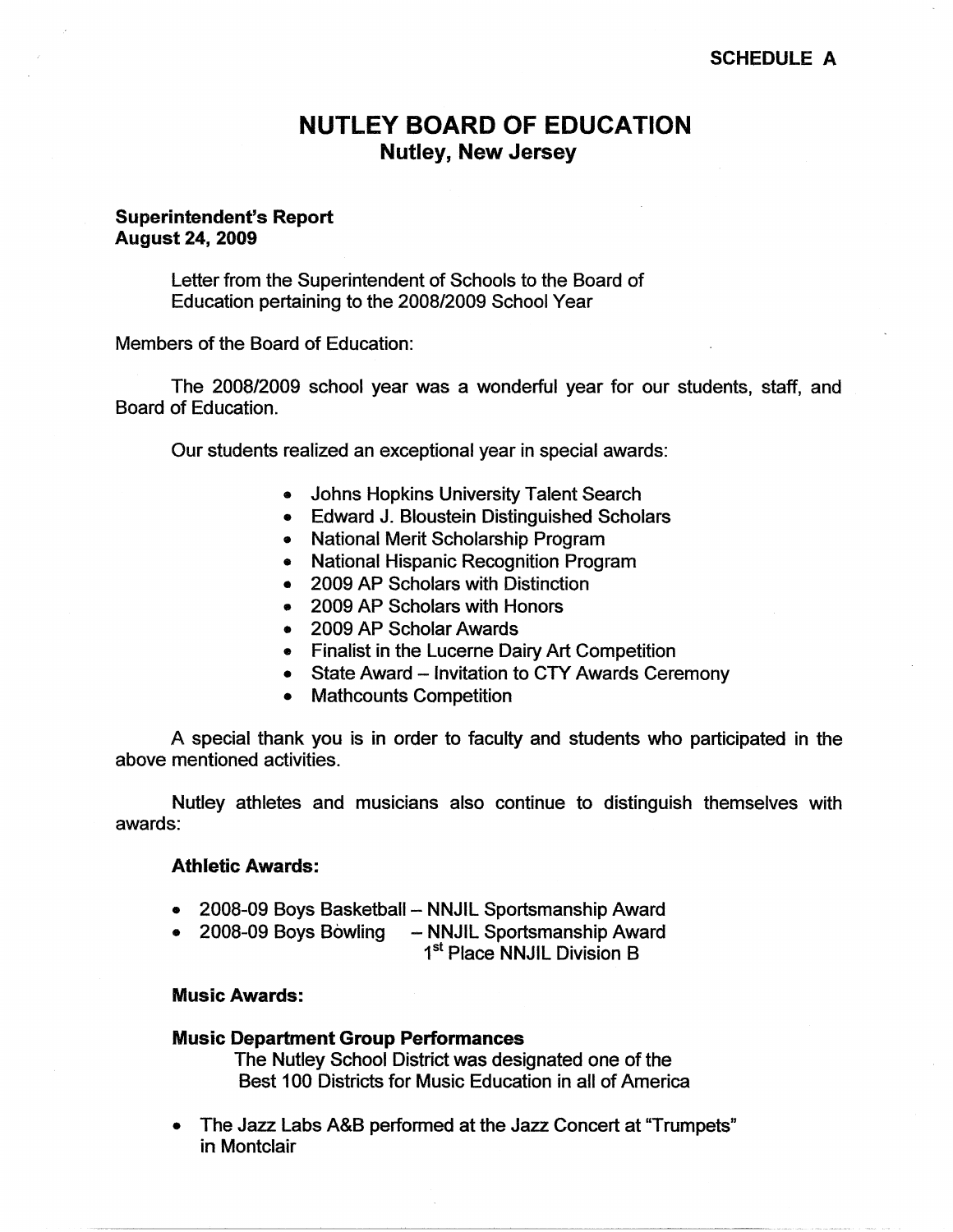**SCHEDULE A**

# NUTLEY BOARD OF EDUCATION
## Nutley, New Jersey

**Superintendent's Report**
**August 24, 2009**

Letter from the Superintendent of Schools to the Board of Education pertaining to the 2008/2009 School Year

Members of the Board of Education:

The 2008/2009 school year was a wonderful year for our students, staff, and Board of Education.

Our students realized an exceptional year in special awards:

- Johns Hopkins University Talent Search
- Edward J. Bloustein Distinguished Scholars
- National Merit Scholarship Program
- National Hispanic Recognition Program
- 2009 AP Scholars with Distinction
- 2009 AP Scholars with Honors
- 2009 AP Scholar Awards
- Finalist in the Lucerne Dairy Art Competition
- State Award – Invitation to CTY Awards Ceremony
- Mathcounts Competition

A special thank you is in order to faculty and students who participated in the above mentioned activities.

Nutley athletes and musicians also continue to distinguish themselves with awards:

**Athletic Awards:**

- 2008-09 Boys Basketball – NNJIL Sportsmanship Award
- 2008-09 Boys Bowling – NNJIL Sportsmanship Award
  1st Place NNJIL Division B

**Music Awards:**

**Music Department Group Performances**

The Nutley School District was designated one of the Best 100 Districts for Music Education in all of America

- The Jazz Labs A&B performed at the Jazz Concert at "Trumpets" in Montclair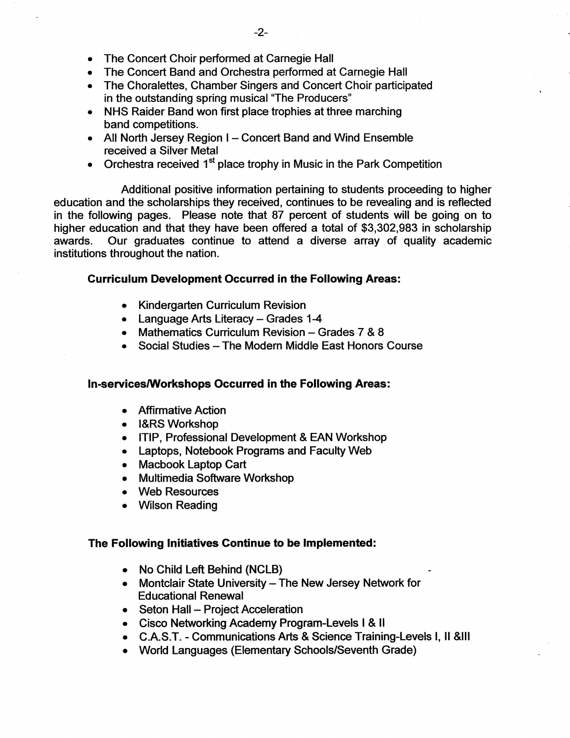- The Concert Choir performed at Carnegie Hall
- The Concert Band and Orchestra performed at Carnegie Hall
- The Choralettes, Chamber Singers and Concert Choir participated in the outstanding spring musical "The Producers"
- NHS Raider Band won first place trophies at three marching band competitions.
- All North Jersey Region I – Concert Band and Wind Ensemble received a Silver Metal
- Orchestra received 1st place trophy in Music in the Park Competition

Additional positive information pertaining to students proceeding to higher education and the scholarships they received, continues to be revealing and is reflected in the following pages. Please note that 87 percent of students will be going on to higher education and that they have been offered a total of $3,302,983 in scholarship awards. Our graduates continue to attend a diverse array of quality academic institutions throughout the nation.

**Curriculum Development Occurred in the Following Areas:**

- Kindergarten Curriculum Revision
- Language Arts Literacy – Grades 1-4
- Mathematics Curriculum Revision – Grades 7 & 8
- Social Studies – The Modern Middle East Honors Course

**In-services/Workshops Occurred in the Following Areas:**

- Affirmative Action
- I&RS Workshop
- ITIP, Professional Development & EAN Workshop
- Laptops, Notebook Programs and Faculty Web
- Macbook Laptop Cart
- Multimedia Software Workshop
- Web Resources
- Wilson Reading

**The Following Initiatives Continue to be Implemented:**

- No Child Left Behind (NCLB)
- Montclair State University – The New Jersey Network for Educational Renewal
- Seton Hall – Project Acceleration
- Cisco Networking Academy Program-Levels I & II
- C.A.S.T. - Communications Arts & Science Training-Levels I, II &III
- World Languages (Elementary Schools/Seventh Grade)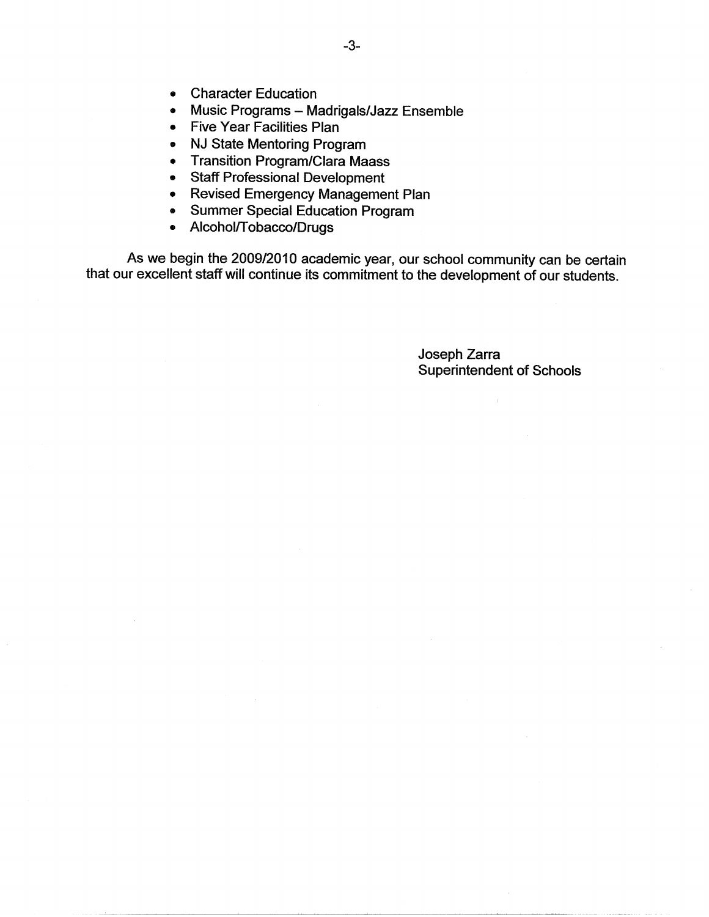- Character Education
- Music Programs – Madrigals/Jazz Ensemble
- Five Year Facilities Plan
- NJ State Mentoring Program
- Transition Program/Clara Maass
- Staff Professional Development
- Revised Emergency Management Plan
- Summer Special Education Program
- Alcohol/Tobacco/Drugs

As we begin the 2009/2010 academic year, our school community can be certain that our excellent staff will continue its commitment to the development of our students.

Joseph Zarra
Superintendent of Schools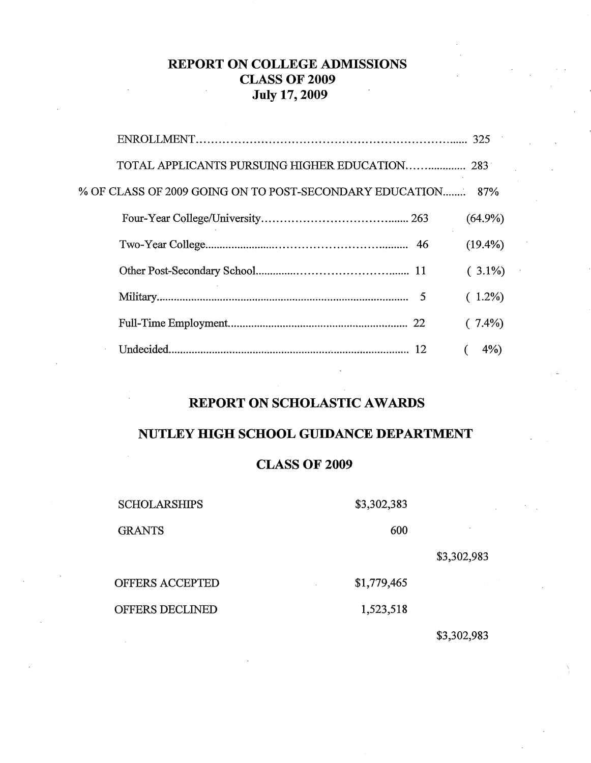# REPORT ON COLLEGE ADMISSIONS
# CLASS OF 2009
# July 17, 2009

| | | |
|---|---|---|
| ENROLLMENT | 325 | |
| TOTAL APPLICANTS PURSUING HIGHER EDUCATION | 283 | |
| % OF CLASS OF 2009 GOING ON TO POST-SECONDARY EDUCATION | 87% | |
| Four-Year College/University | 263 | (64.9%) |
| Two-Year College | 46 | (19.4%) |
| Other Post-Secondary School | 11 | ( 3.1%) |
| Military | 5 | ( 1.2%) |
| Full-Time Employment | 22 | ( 7.4%) |
| Undecided | 12 | ( 4%) |

## REPORT ON SCHOLASTIC AWARDS

## NUTLEY HIGH SCHOOL GUIDANCE DEPARTMENT

## CLASS OF 2009

| | | |
|---|---|---|
| SCHOLARSHIPS | $3,302,383 | |
| GRANTS | 600 | |
| | | $3,302,983 |
| OFFERS ACCEPTED | $1,779,465 | |
| OFFERS DECLINED | 1,523,518 | |
| | | $3,302,983 |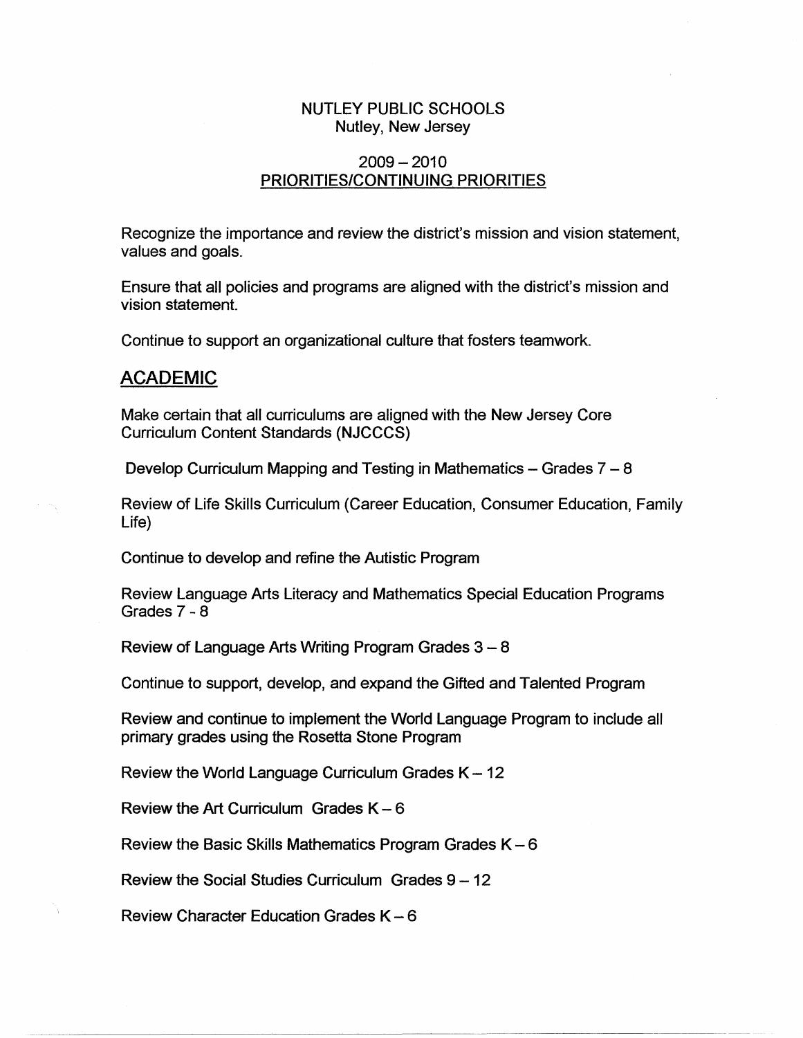NUTLEY PUBLIC SCHOOLS
Nutley, New Jersey

2009 – 2010
PRIORITIES/CONTINUING PRIORITIES

Recognize the importance and review the district's mission and vision statement, values and goals.

Ensure that all policies and programs are aligned with the district's mission and vision statement.

Continue to support an organizational culture that fosters teamwork.

## ACADEMIC

Make certain that all curriculums are aligned with the New Jersey Core Curriculum Content Standards (NJCCCS)

Develop Curriculum Mapping and Testing in Mathematics – Grades 7 – 8

Review of Life Skills Curriculum (Career Education, Consumer Education, Family Life)

Continue to develop and refine the Autistic Program

Review Language Arts Literacy and Mathematics Special Education Programs Grades 7 - 8

Review of Language Arts Writing Program Grades 3 – 8

Continue to support, develop, and expand the Gifted and Talented Program

Review and continue to implement the World Language Program to include all primary grades using the Rosetta Stone Program

Review the World Language Curriculum Grades K – 12

Review the Art Curriculum Grades K – 6

Review the Basic Skills Mathematics Program Grades K – 6

Review the Social Studies Curriculum Grades 9 – 12

Review Character Education Grades K – 6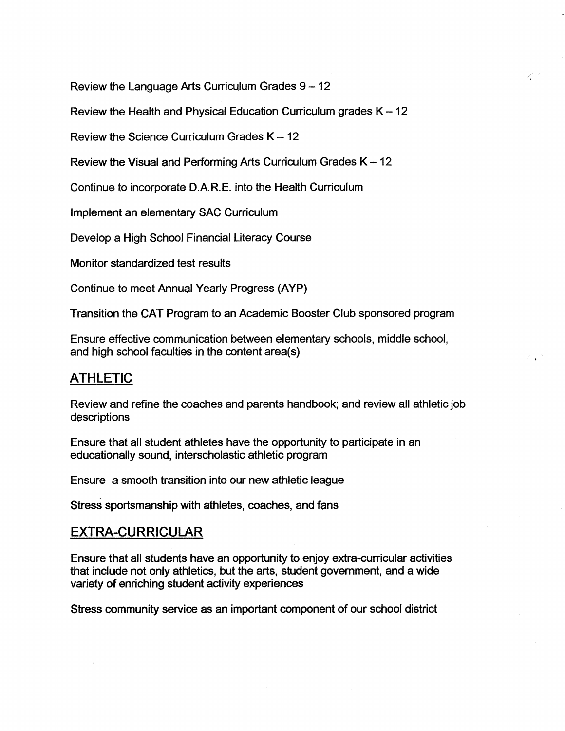Review the Language Arts Curriculum Grades 9 – 12

Review the Health and Physical Education Curriculum grades K – 12

Review the Science Curriculum Grades K – 12

Review the Visual and Performing Arts Curriculum Grades K – 12

Continue to incorporate D.A.R.E. into the Health Curriculum

Implement an elementary SAC Curriculum

Develop a High School Financial Literacy Course

Monitor standardized test results

Continue to meet Annual Yearly Progress (AYP)

Transition the CAT Program to an Academic Booster Club sponsored program

Ensure effective communication between elementary schools, middle school, and high school faculties in the content area(s)

## ATHLETIC

Review and refine the coaches and parents handbook; and review all athletic job descriptions

Ensure that all student athletes have the opportunity to participate in an educationally sound, interscholastic athletic program

Ensure a smooth transition into our new athletic league

Stress sportsmanship with athletes, coaches, and fans

## EXTRA-CURRICULAR

Ensure that all students have an opportunity to enjoy extra-curricular activities that include not only athletics, but the arts, student government, and a wide variety of enriching student activity experiences

Stress community service as an important component of our school district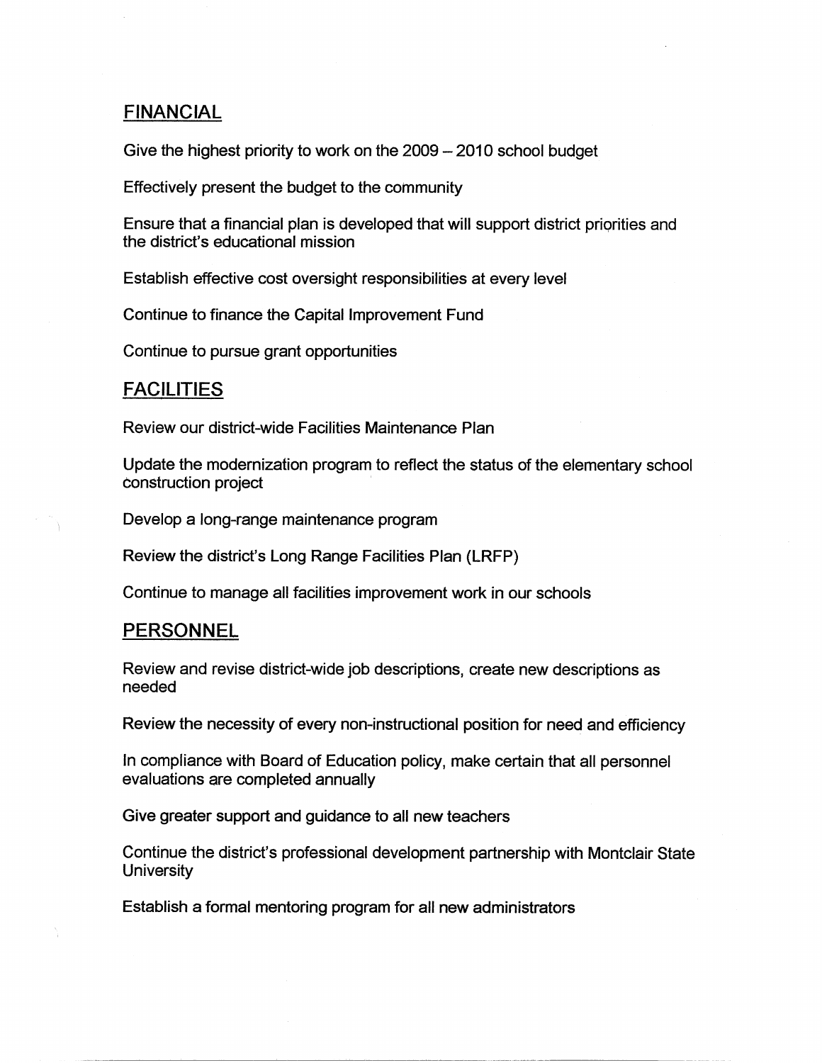## FINANCIAL

Give the highest priority to work on the 2009 – 2010 school budget

Effectively present the budget to the community

Ensure that a financial plan is developed that will support district priorities and the district's educational mission

Establish effective cost oversight responsibilities at every level

Continue to finance the Capital Improvement Fund

Continue to pursue grant opportunities

## FACILITIES

Review our district-wide Facilities Maintenance Plan

Update the modernization program to reflect the status of the elementary school construction project

Develop a long-range maintenance program

Review the district's Long Range Facilities Plan (LRFP)

Continue to manage all facilities improvement work in our schools

## PERSONNEL

Review and revise district-wide job descriptions, create new descriptions as needed

Review the necessity of every non-instructional position for need and efficiency

In compliance with Board of Education policy, make certain that all personnel evaluations are completed annually

Give greater support and guidance to all new teachers

Continue the district's professional development partnership with Montclair State University

Establish a formal mentoring program for all new administrators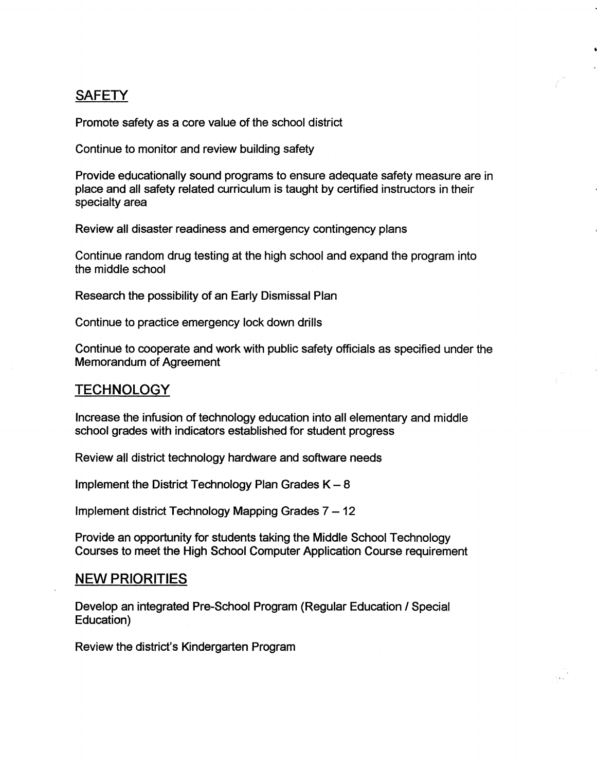## SAFETY

Promote safety as a core value of the school district

Continue to monitor and review building safety

Provide educationally sound programs to ensure adequate safety measure are in place and all safety related curriculum is taught by certified instructors in their specialty area

Review all disaster readiness and emergency contingency plans

Continue random drug testing at the high school and expand the program into the middle school

Research the possibility of an Early Dismissal Plan

Continue to practice emergency lock down drills

Continue to cooperate and work with public safety officials as specified under the Memorandum of Agreement

## TECHNOLOGY

Increase the infusion of technology education into all elementary and middle school grades with indicators established for student progress

Review all district technology hardware and software needs

Implement the District Technology Plan Grades K – 8

Implement district Technology Mapping Grades 7 – 12

Provide an opportunity for students taking the Middle School Technology Courses to meet the High School Computer Application Course requirement

## NEW PRIORITIES

Develop an integrated Pre-School Program (Regular Education / Special Education)

Review the district's Kindergarten Program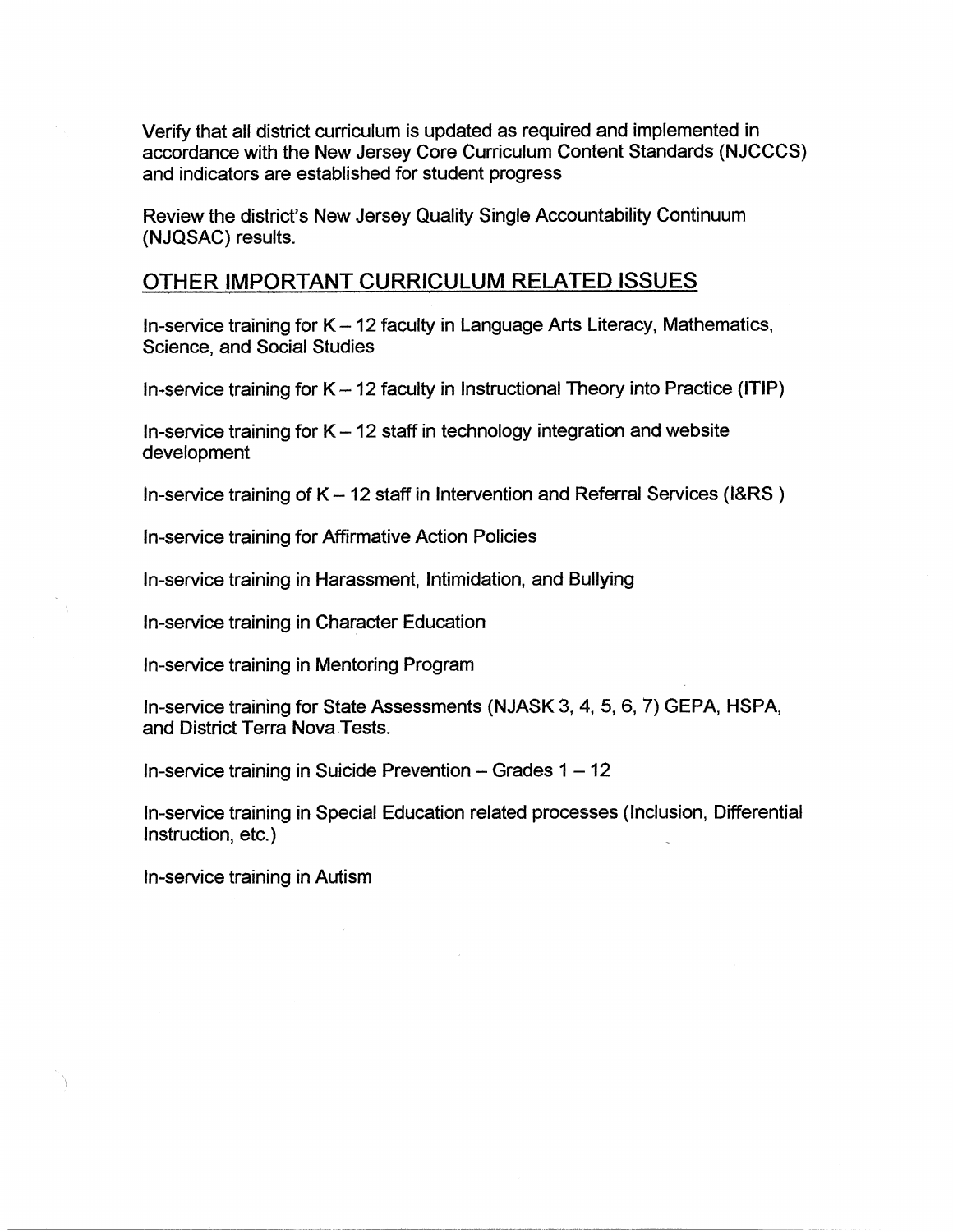Verify that all district curriculum is updated as required and implemented in accordance with the New Jersey Core Curriculum Content Standards (NJCCCS) and indicators are established for student progress

Review the district's New Jersey Quality Single Accountability Continuum (NJQSAC) results.

## OTHER IMPORTANT CURRICULUM RELATED ISSUES

In-service training for K – 12 faculty in Language Arts Literacy, Mathematics, Science, and Social Studies

In-service training for K – 12 faculty in Instructional Theory into Practice (ITIP)

In-service training for K – 12 staff in technology integration and website development

In-service training of K – 12 staff in Intervention and Referral Services (I&RS )

In-service training for Affirmative Action Policies

In-service training in Harassment, Intimidation, and Bullying

In-service training in Character Education

In-service training in Mentoring Program

In-service training for State Assessments (NJASK 3, 4, 5, 6, 7) GEPA, HSPA, and District Terra Nova Tests.

In-service training in Suicide Prevention – Grades 1 – 12

In-service training in Special Education related processes (Inclusion, Differential Instruction, etc.)

In-service training in Autism